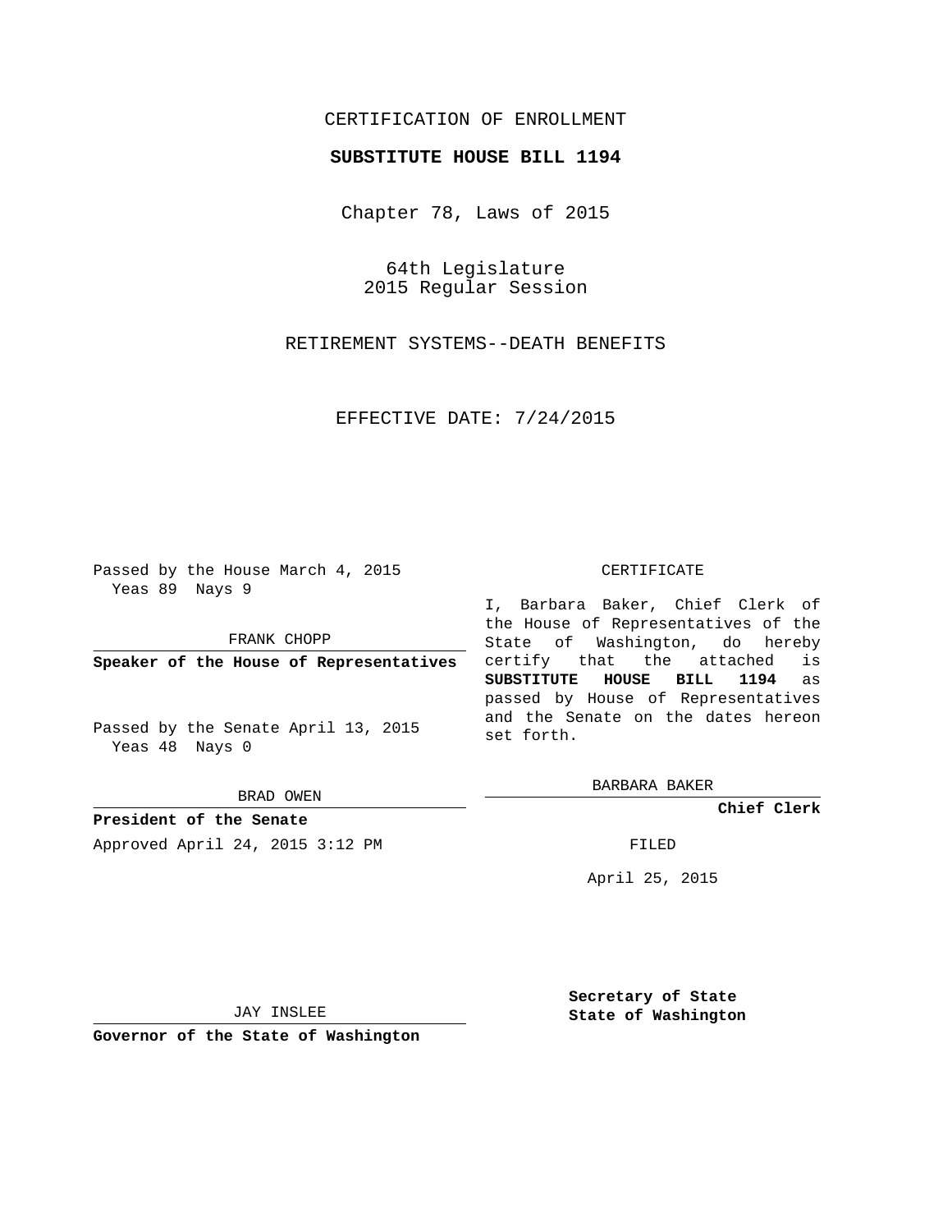CERTIFICATION OF ENROLLMENT

**SUBSTITUTE HOUSE BILL 1194**

Chapter 78, Laws of 2015

64th Legislature
2015 Regular Session

RETIREMENT SYSTEMS--DEATH BENEFITS

EFFECTIVE DATE: 7/24/2015

Passed by the House March 4, 2015
Yeas 89 Nays 9

FRANK CHOPP

**Speaker of the House of Representatives**

Passed by the Senate April 13, 2015
Yeas 48 Nays 0

BRAD OWEN

**President of the Senate**

Approved April 24, 2015 3:12 PM

JAY INSLEE

**Governor of the State of Washington**

CERTIFICATE

I, Barbara Baker, Chief Clerk of the House of Representatives of the State of Washington, do hereby certify that the attached is **SUBSTITUTE HOUSE BILL 1194** as passed by House of Representatives and the Senate on the dates hereon set forth.

BARBARA BAKER

**Chief Clerk**

FILED

April 25, 2015

**Secretary of State**
**State of Washington**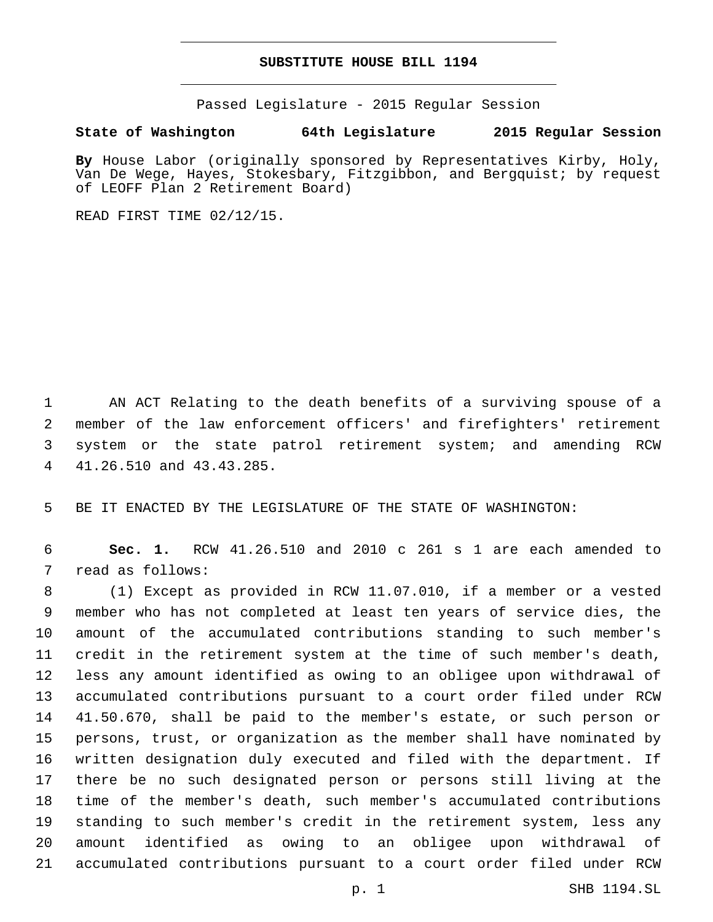# SUBSTITUTE HOUSE BILL 1194

Passed Legislature - 2015 Regular Session

**State of Washington 64th Legislature 2015 Regular Session**

**By** House Labor (originally sponsored by Representatives Kirby, Holy, Van De Wege, Hayes, Stokesbary, Fitzgibbon, and Bergquist; by request of LEOFF Plan 2 Retirement Board)

READ FIRST TIME 02/12/15.

AN ACT Relating to the death benefits of a surviving spouse of a member of the law enforcement officers' and firefighters' retirement system or the state patrol retirement system; and amending RCW 41.26.510 and 43.43.285.

BE IT ENACTED BY THE LEGISLATURE OF THE STATE OF WASHINGTON:

**Sec. 1.** RCW 41.26.510 and 2010 c 261 s 1 are each amended to read as follows:

(1) Except as provided in RCW 11.07.010, if a member or a vested member who has not completed at least ten years of service dies, the amount of the accumulated contributions standing to such member's credit in the retirement system at the time of such member's death, less any amount identified as owing to an obligee upon withdrawal of accumulated contributions pursuant to a court order filed under RCW 41.50.670, shall be paid to the member's estate, or such person or persons, trust, or organization as the member shall have nominated by written designation duly executed and filed with the department. If there be no such designated person or persons still living at the time of the member's death, such member's accumulated contributions standing to such member's credit in the retirement system, less any amount identified as owing to an obligee upon withdrawal of accumulated contributions pursuant to a court order filed under RCW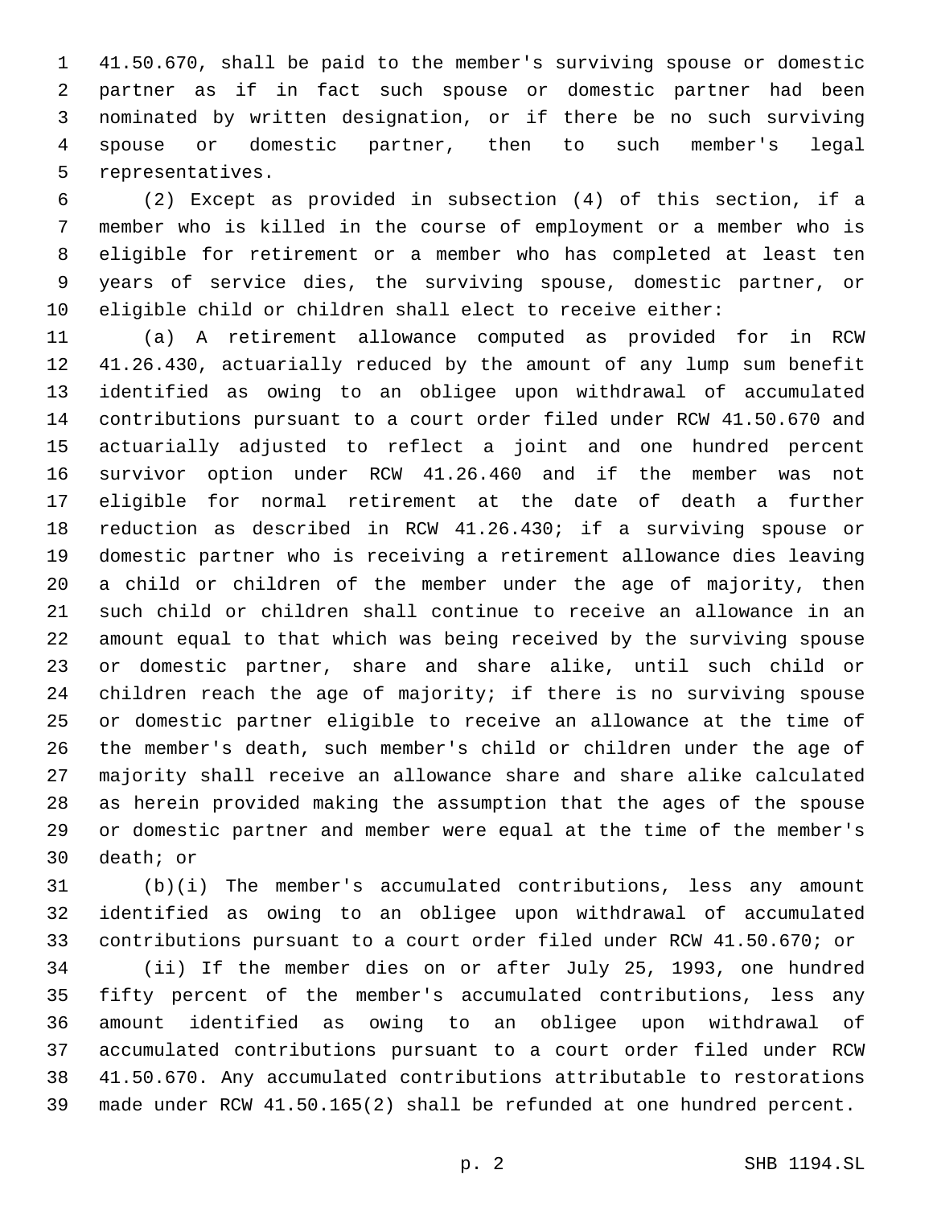41.50.670, shall be paid to the member's surviving spouse or domestic partner as if in fact such spouse or domestic partner had been nominated by written designation, or if there be no such surviving spouse or domestic partner, then to such member's legal representatives.

(2) Except as provided in subsection (4) of this section, if a member who is killed in the course of employment or a member who is eligible for retirement or a member who has completed at least ten years of service dies, the surviving spouse, domestic partner, or eligible child or children shall elect to receive either:

(a) A retirement allowance computed as provided for in RCW 41.26.430, actuarially reduced by the amount of any lump sum benefit identified as owing to an obligee upon withdrawal of accumulated contributions pursuant to a court order filed under RCW 41.50.670 and actuarially adjusted to reflect a joint and one hundred percent survivor option under RCW 41.26.460 and if the member was not eligible for normal retirement at the date of death a further reduction as described in RCW 41.26.430; if a surviving spouse or domestic partner who is receiving a retirement allowance dies leaving a child or children of the member under the age of majority, then such child or children shall continue to receive an allowance in an amount equal to that which was being received by the surviving spouse or domestic partner, share and share alike, until such child or children reach the age of majority; if there is no surviving spouse or domestic partner eligible to receive an allowance at the time of the member's death, such member's child or children under the age of majority shall receive an allowance share and share alike calculated as herein provided making the assumption that the ages of the spouse or domestic partner and member were equal at the time of the member's death; or

(b)(i) The member's accumulated contributions, less any amount identified as owing to an obligee upon withdrawal of accumulated contributions pursuant to a court order filed under RCW 41.50.670; or

(ii) If the member dies on or after July 25, 1993, one hundred fifty percent of the member's accumulated contributions, less any amount identified as owing to an obligee upon withdrawal of accumulated contributions pursuant to a court order filed under RCW 41.50.670. Any accumulated contributions attributable to restorations made under RCW 41.50.165(2) shall be refunded at one hundred percent.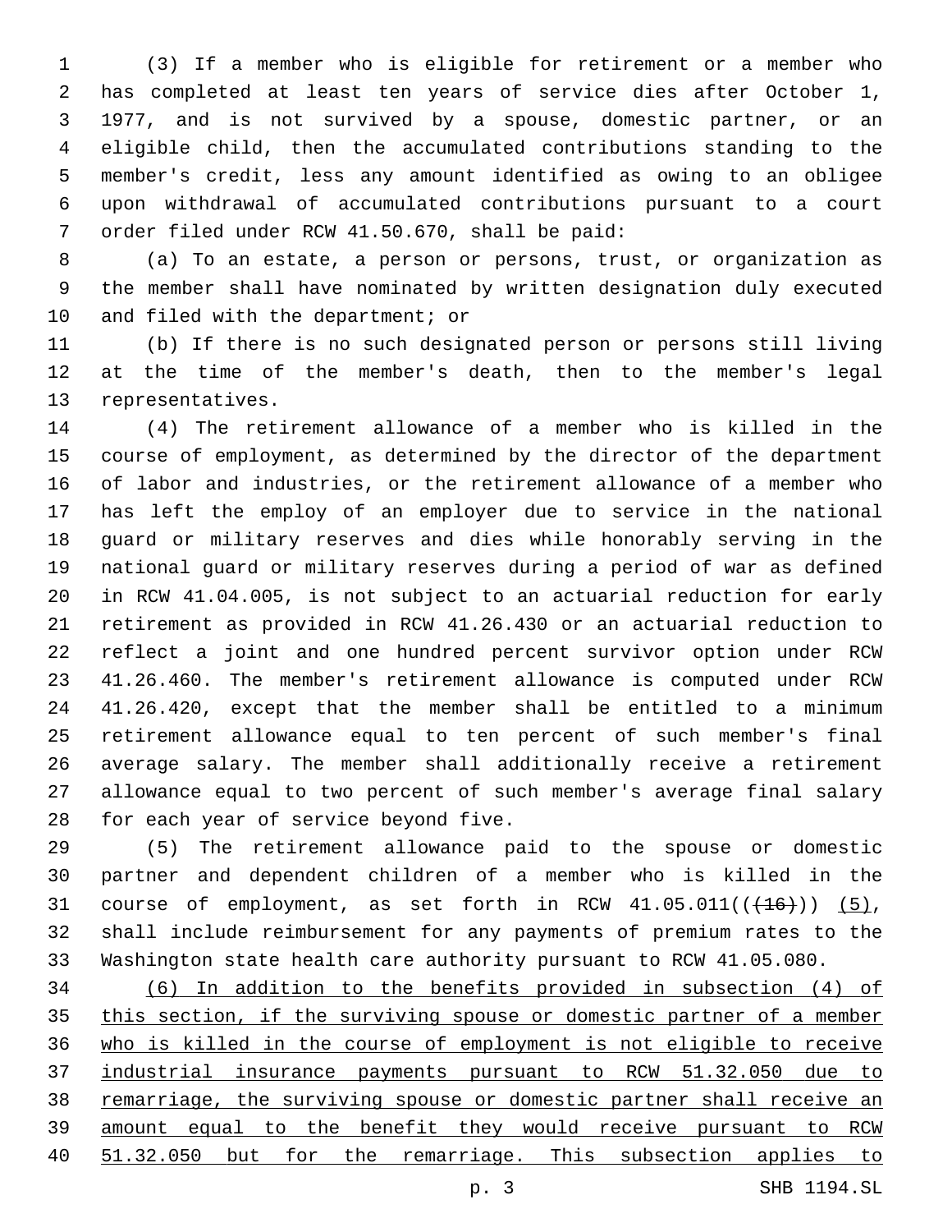(3) If a member who is eligible for retirement or a member who has completed at least ten years of service dies after October 1, 1977, and is not survived by a spouse, domestic partner, or an eligible child, then the accumulated contributions standing to the member's credit, less any amount identified as owing to an obligee upon withdrawal of accumulated contributions pursuant to a court order filed under RCW 41.50.670, shall be paid:

(a) To an estate, a person or persons, trust, or organization as the member shall have nominated by written designation duly executed and filed with the department; or

(b) If there is no such designated person or persons still living at the time of the member's death, then to the member's legal representatives.

(4) The retirement allowance of a member who is killed in the course of employment, as determined by the director of the department of labor and industries, or the retirement allowance of a member who has left the employ of an employer due to service in the national guard or military reserves and dies while honorably serving in the national guard or military reserves during a period of war as defined in RCW 41.04.005, is not subject to an actuarial reduction for early retirement as provided in RCW 41.26.430 or an actuarial reduction to reflect a joint and one hundred percent survivor option under RCW 41.26.460. The member's retirement allowance is computed under RCW 41.26.420, except that the member shall be entitled to a minimum retirement allowance equal to ten percent of such member's final average salary. The member shall additionally receive a retirement allowance equal to two percent of such member's average final salary for each year of service beyond five.

(5) The retirement allowance paid to the spouse or domestic partner and dependent children of a member who is killed in the course of employment, as set forth in RCW 41.05.011((~~(16)~~)) <u>(5)</u>, shall include reimbursement for any payments of premium rates to the Washington state health care authority pursuant to RCW 41.05.080.

<u>(6) In addition to the benefits provided in subsection (4) of this section, if the surviving spouse or domestic partner of a member who is killed in the course of employment is not eligible to receive industrial insurance payments pursuant to RCW 51.32.050 due to remarriage, the surviving spouse or domestic partner shall receive an amount equal to the benefit they would receive pursuant to RCW 51.32.050 but for the remarriage. This subsection applies to</u>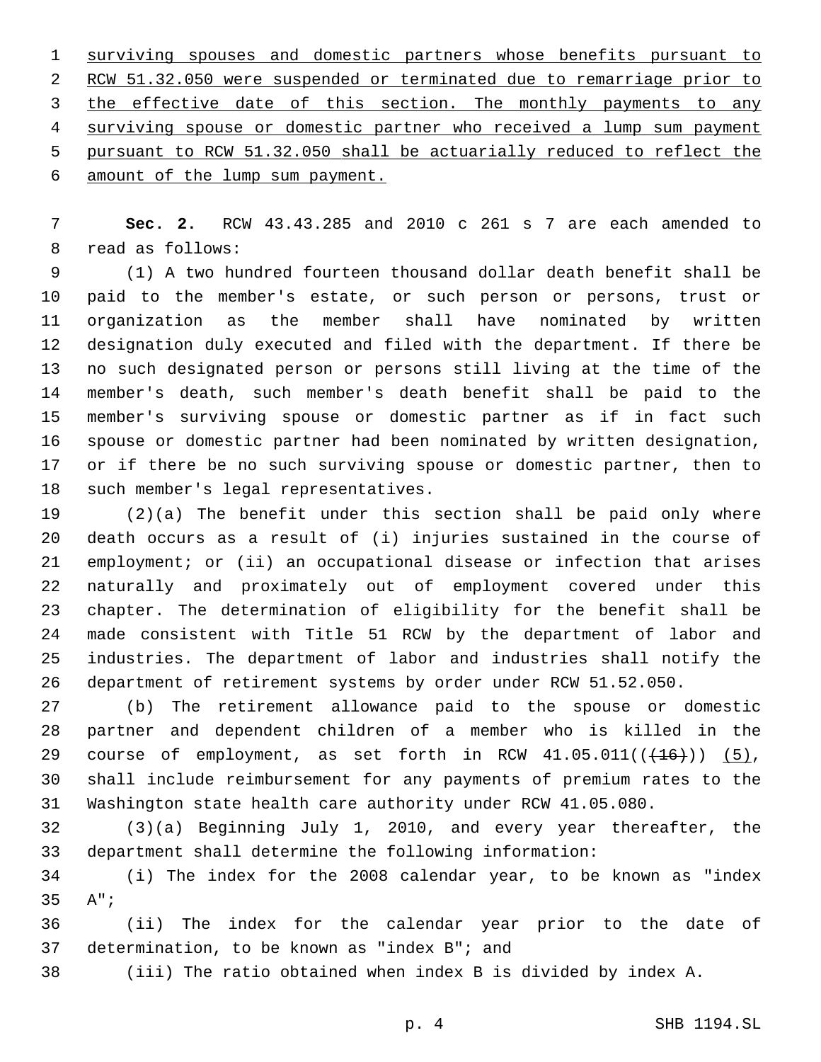<u>surviving spouses and domestic partners whose benefits pursuant to RCW 51.32.050 were suspended or terminated due to remarriage prior to the effective date of this section. The monthly payments to any surviving spouse or domestic partner who received a lump sum payment pursuant to RCW 51.32.050 shall be actuarially reduced to reflect the amount of the lump sum payment.</u>

**Sec. 2.** RCW 43.43.285 and 2010 c 261 s 7 are each amended to read as follows:

(1) A two hundred fourteen thousand dollar death benefit shall be paid to the member's estate, or such person or persons, trust or organization as the member shall have nominated by written designation duly executed and filed with the department. If there be no such designated person or persons still living at the time of the member's death, such member's death benefit shall be paid to the member's surviving spouse or domestic partner as if in fact such spouse or domestic partner had been nominated by written designation, or if there be no such surviving spouse or domestic partner, then to such member's legal representatives.

(2)(a) The benefit under this section shall be paid only where death occurs as a result of (i) injuries sustained in the course of employment; or (ii) an occupational disease or infection that arises naturally and proximately out of employment covered under this chapter. The determination of eligibility for the benefit shall be made consistent with Title 51 RCW by the department of labor and industries. The department of labor and industries shall notify the department of retirement systems by order under RCW 51.52.050.

(b) The retirement allowance paid to the spouse or domestic partner and dependent children of a member who is killed in the course of employment, as set forth in RCW 41.05.011((~~(16)~~)) <u>(5)</u>, shall include reimbursement for any payments of premium rates to the Washington state health care authority under RCW 41.05.080.

(3)(a) Beginning July 1, 2010, and every year thereafter, the department shall determine the following information:

(i) The index for the 2008 calendar year, to be known as "index A";

(ii) The index for the calendar year prior to the date of determination, to be known as "index B"; and

(iii) The ratio obtained when index B is divided by index A.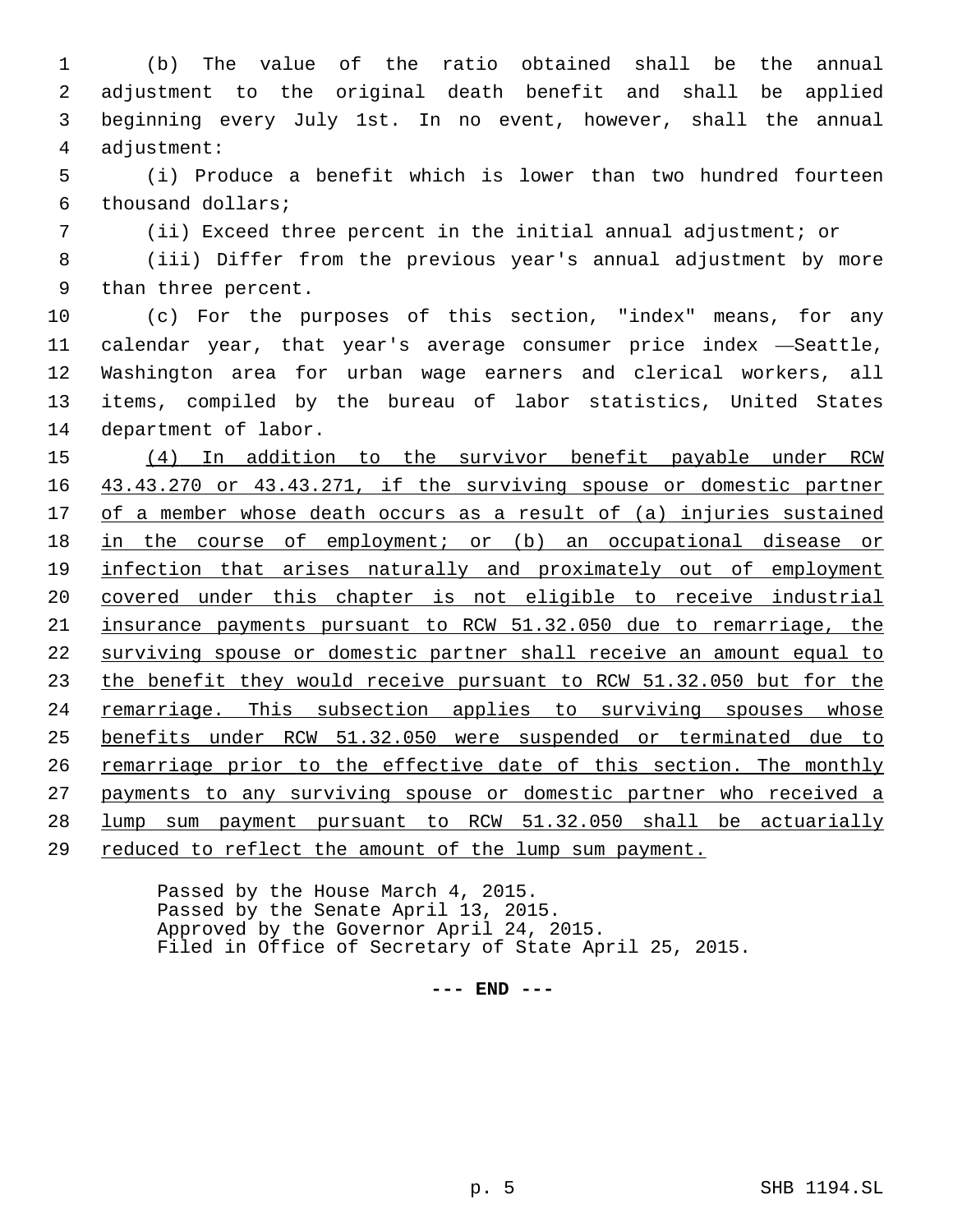(b) The value of the ratio obtained shall be the annual adjustment to the original death benefit and shall be applied beginning every July 1st. In no event, however, shall the annual adjustment:

(i) Produce a benefit which is lower than two hundred fourteen thousand dollars;

(ii) Exceed three percent in the initial annual adjustment; or

(iii) Differ from the previous year's annual adjustment by more than three percent.

(c) For the purposes of this section, "index" means, for any calendar year, that year's average consumer price index —Seattle, Washington area for urban wage earners and clerical workers, all items, compiled by the bureau of labor statistics, United States department of labor.

<u>(4) In addition to the survivor benefit payable under RCW 43.43.270 or 43.43.271, if the surviving spouse or domestic partner of a member whose death occurs as a result of (a) injuries sustained in the course of employment; or (b) an occupational disease or infection that arises naturally and proximately out of employment covered under this chapter is not eligible to receive industrial insurance payments pursuant to RCW 51.32.050 due to remarriage, the surviving spouse or domestic partner shall receive an amount equal to the benefit they would receive pursuant to RCW 51.32.050 but for the remarriage. This subsection applies to surviving spouses whose benefits under RCW 51.32.050 were suspended or terminated due to remarriage prior to the effective date of this section. The monthly payments to any surviving spouse or domestic partner who received a lump sum payment pursuant to RCW 51.32.050 shall be actuarially reduced to reflect the amount of the lump sum payment.</u>

Passed by the House March 4, 2015.
Passed by the Senate April 13, 2015.
Approved by the Governor April 24, 2015.
Filed in Office of Secretary of State April 25, 2015.

**--- END ---**